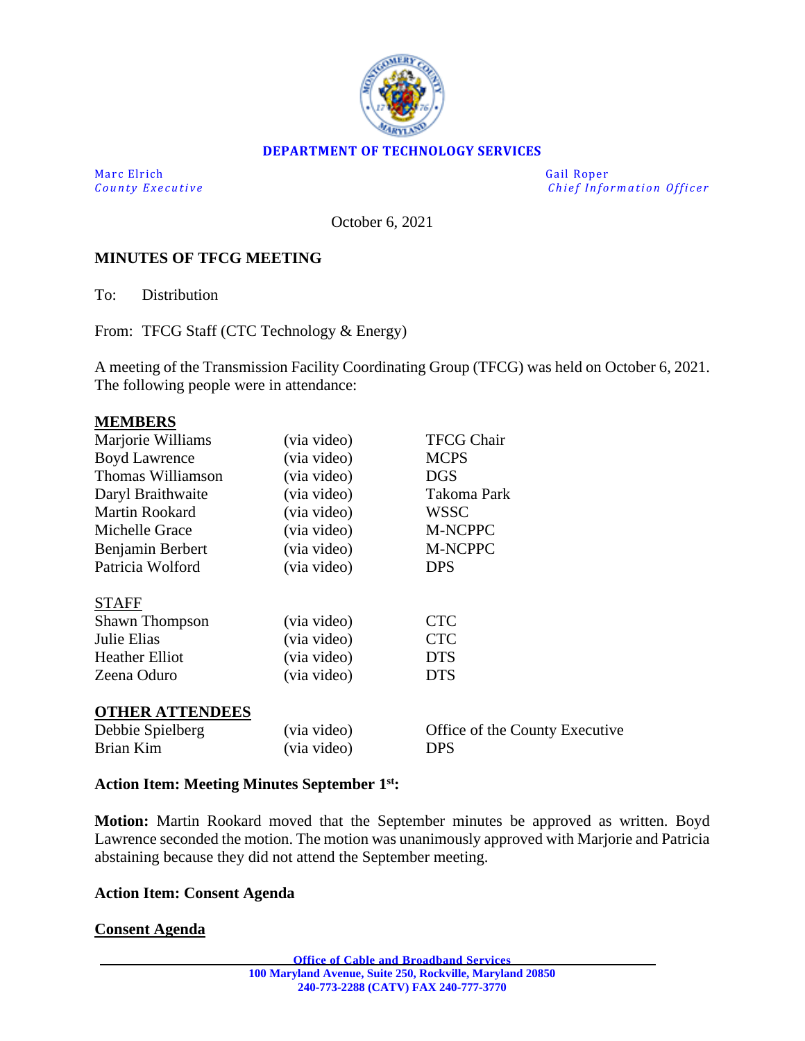**DEPARTMENT OF TECHNOLOGY SERVICES**

Marc Elrich
*County Executive*

Gail Roper
*Chief Information Officer*

October 6, 2021

**MINUTES OF TFCG MEETING**

To: Distribution

From: TFCG Staff (CTC Technology & Energy)

A meeting of the Transmission Facility Coordinating Group (TFCG) was held on October 6, 2021. The following people were in attendance:

**MEMBERS**

| | | |
|---|---|---|
| Marjorie Williams | (via video) | TFCG Chair |
| Boyd Lawrence | (via video) | MCPS |
| Thomas Williamson | (via video) | DGS |
| Daryl Braithwaite | (via video) | Takoma Park |
| Martin Rookard | (via video) | WSSC |
| Michelle Grace | (via video) | M-NCPPC |
| Benjamin Berbert | (via video) | M-NCPPC |
| Patricia Wolford | (via video) | DPS |

STAFF

| | | |
|---|---|---|
| Shawn Thompson | (via video) | CTC |
| Julie Elias | (via video) | CTC |
| Heather Elliot | (via video) | DTS |
| Zeena Oduro | (via video) | DTS |

**OTHER ATTENDEES**

| | | |
|---|---|---|
| Debbie Spielberg | (via video) | Office of the County Executive |
| Brian Kim | (via video) | DPS |

**Action Item: Meeting Minutes September 1st:**

**Motion:** Martin Rookard moved that the September minutes be approved as written. Boyd Lawrence seconded the motion. The motion was unanimously approved with Marjorie and Patricia abstaining because they did not attend the September meeting.

**Action Item: Consent Agenda**

**Consent Agenda**

**Office of Cable and Broadband Services**
**100 Maryland Avenue, Suite 250, Rockville, Maryland 20850**
**240-773-2288 (CATV) FAX 240-777-3770**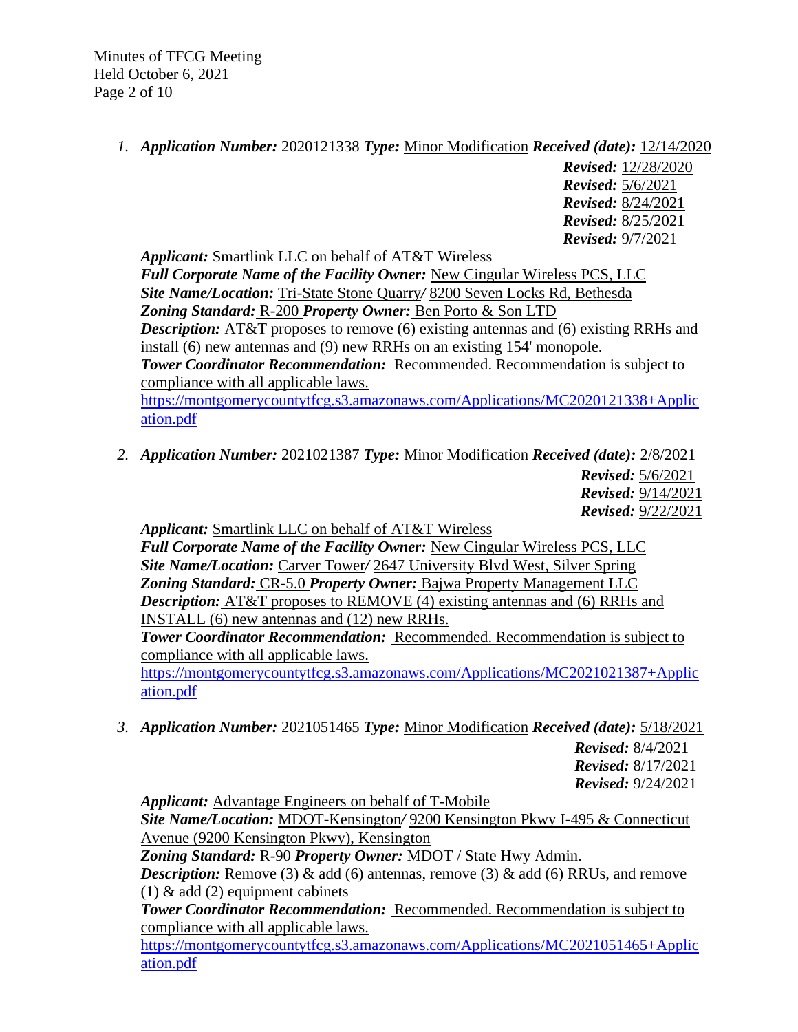1. ***Application Number:*** 2020121338 ***Type:*** Minor Modification ***Received (date):*** 12/14/2020
   ***Revised:*** 12/28/2020
   ***Revised:*** 5/6/2021
   ***Revised:*** 8/24/2021
   ***Revised:*** 8/25/2021
   ***Revised:*** 9/7/2021

   ***Applicant:*** Smartlink LLC on behalf of AT&T Wireless
   ***Full Corporate Name of the Facility Owner:*** New Cingular Wireless PCS, LLC
   ***Site Name/Location:*** Tri-State Stone Quarry***/*** 8200 Seven Locks Rd, Bethesda
   ***Zoning Standard:*** R-200 ***Property Owner:*** Ben Porto & Son LTD
   ***Description:*** AT&T proposes to remove (6) existing antennas and (6) existing RRHs and install (6) new antennas and (9) new RRHs on an existing 154' monopole.
   ***Tower Coordinator Recommendation:*** Recommended. Recommendation is subject to compliance with all applicable laws.
   https://montgomerycountytfcg.s3.amazonaws.com/Applications/MC2020121338+Application.pdf

2. ***Application Number:*** 2021021387 ***Type:*** Minor Modification ***Received (date):*** 2/8/2021
   ***Revised:*** 5/6/2021
   ***Revised:*** 9/14/2021
   ***Revised:*** 9/22/2021

   ***Applicant:*** Smartlink LLC on behalf of AT&T Wireless
   ***Full Corporate Name of the Facility Owner:*** New Cingular Wireless PCS, LLC
   ***Site Name/Location:*** Carver Tower***/*** 2647 University Blvd West, Silver Spring
   ***Zoning Standard:*** CR-5.0 ***Property Owner:*** Bajwa Property Management LLC
   ***Description:*** AT&T proposes to REMOVE (4) existing antennas and (6) RRHs and INSTALL (6) new antennas and (12) new RRHs.
   ***Tower Coordinator Recommendation:*** Recommended. Recommendation is subject to compliance with all applicable laws.
   https://montgomerycountytfcg.s3.amazonaws.com/Applications/MC2021021387+Application.pdf

3. ***Application Number:*** 2021051465 ***Type:*** Minor Modification ***Received (date):*** 5/18/2021
   ***Revised:*** 8/4/2021
   ***Revised:*** 8/17/2021
   ***Revised:*** 9/24/2021

   ***Applicant:*** Advantage Engineers on behalf of T-Mobile
   ***Site Name/Location:*** MDOT-Kensington***/*** 9200 Kensington Pkwy I-495 & Connecticut Avenue (9200 Kensington Pkwy), Kensington
   ***Zoning Standard:*** R-90 ***Property Owner:*** MDOT / State Hwy Admin.
   ***Description:*** Remove (3) & add (6) antennas, remove (3) & add (6) RRUs, and remove (1) & add (2) equipment cabinets
   ***Tower Coordinator Recommendation:*** Recommended. Recommendation is subject to compliance with all applicable laws.
   https://montgomerycountytfcg.s3.amazonaws.com/Applications/MC2021051465+Application.pdf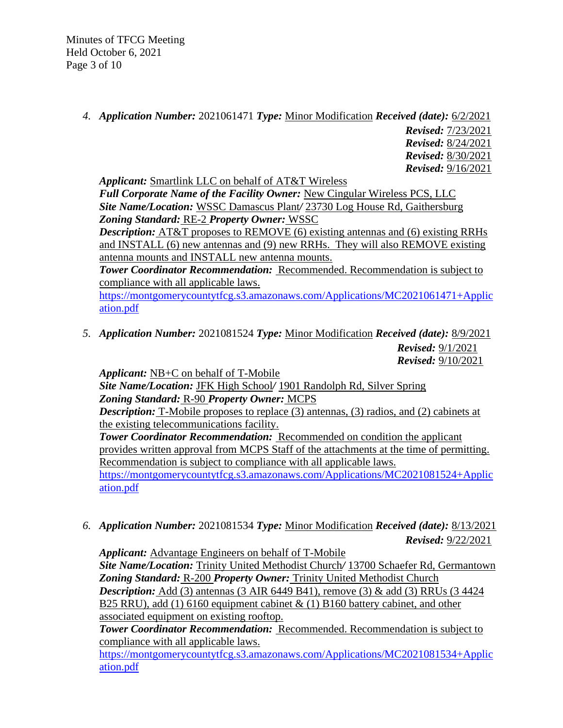4. ***Application Number:*** 2021061471 ***Type:*** Minor Modification ***Received (date):*** 6/2/2021
   ***Revised:*** 7/23/2021
   ***Revised:*** 8/24/2021
   ***Revised:*** 8/30/2021
   ***Revised:*** 9/16/2021

   ***Applicant:*** Smartlink LLC on behalf of AT&T Wireless
   ***Full Corporate Name of the Facility Owner:*** New Cingular Wireless PCS, LLC
   ***Site Name/Location:*** WSSC Damascus Plant/ 23730 Log House Rd, Gaithersburg
   ***Zoning Standard:*** RE-2 ***Property Owner:*** WSSC
   ***Description:*** AT&T proposes to REMOVE (6) existing antennas and (6) existing RRHs and INSTALL (6) new antennas and (9) new RRHs. They will also REMOVE existing antenna mounts and INSTALL new antenna mounts.
   ***Tower Coordinator Recommendation:*** Recommended. Recommendation is subject to compliance with all applicable laws.
   https://montgomerycountytfcg.s3.amazonaws.com/Applications/MC2021061471+Application.pdf

5. ***Application Number:*** 2021081524 ***Type:*** Minor Modification ***Received (date):*** 8/9/2021
   ***Revised:*** 9/1/2021
   ***Revised:*** 9/10/2021

   ***Applicant:*** NB+C on behalf of T-Mobile
   ***Site Name/Location:*** JFK High School/ 1901 Randolph Rd, Silver Spring
   ***Zoning Standard:*** R-90 ***Property Owner:*** MCPS
   ***Description:*** T-Mobile proposes to replace (3) antennas, (3) radios, and (2) cabinets at the existing telecommunications facility.
   ***Tower Coordinator Recommendation:*** Recommended on condition the applicant provides written approval from MCPS Staff of the attachments at the time of permitting. Recommendation is subject to compliance with all applicable laws.
   https://montgomerycountytfcg.s3.amazonaws.com/Applications/MC2021081524+Application.pdf

6. ***Application Number:*** 2021081534 ***Type:*** Minor Modification ***Received (date):*** 8/13/2021
   ***Revised:*** 9/22/2021

   ***Applicant:*** Advantage Engineers on behalf of T-Mobile
   ***Site Name/Location:*** Trinity United Methodist Church/ 13700 Schaefer Rd, Germantown
   ***Zoning Standard:*** R-200 ***Property Owner:*** Trinity United Methodist Church
   ***Description:*** Add (3) antennas (3 AIR 6449 B41), remove (3) & add (3) RRUs (3 4424 B25 RRU), add (1) 6160 equipment cabinet & (1) B160 battery cabinet, and other associated equipment on existing rooftop.
   ***Tower Coordinator Recommendation:*** Recommended. Recommendation is subject to compliance with all applicable laws.
   https://montgomerycountytfcg.s3.amazonaws.com/Applications/MC2021081534+Application.pdf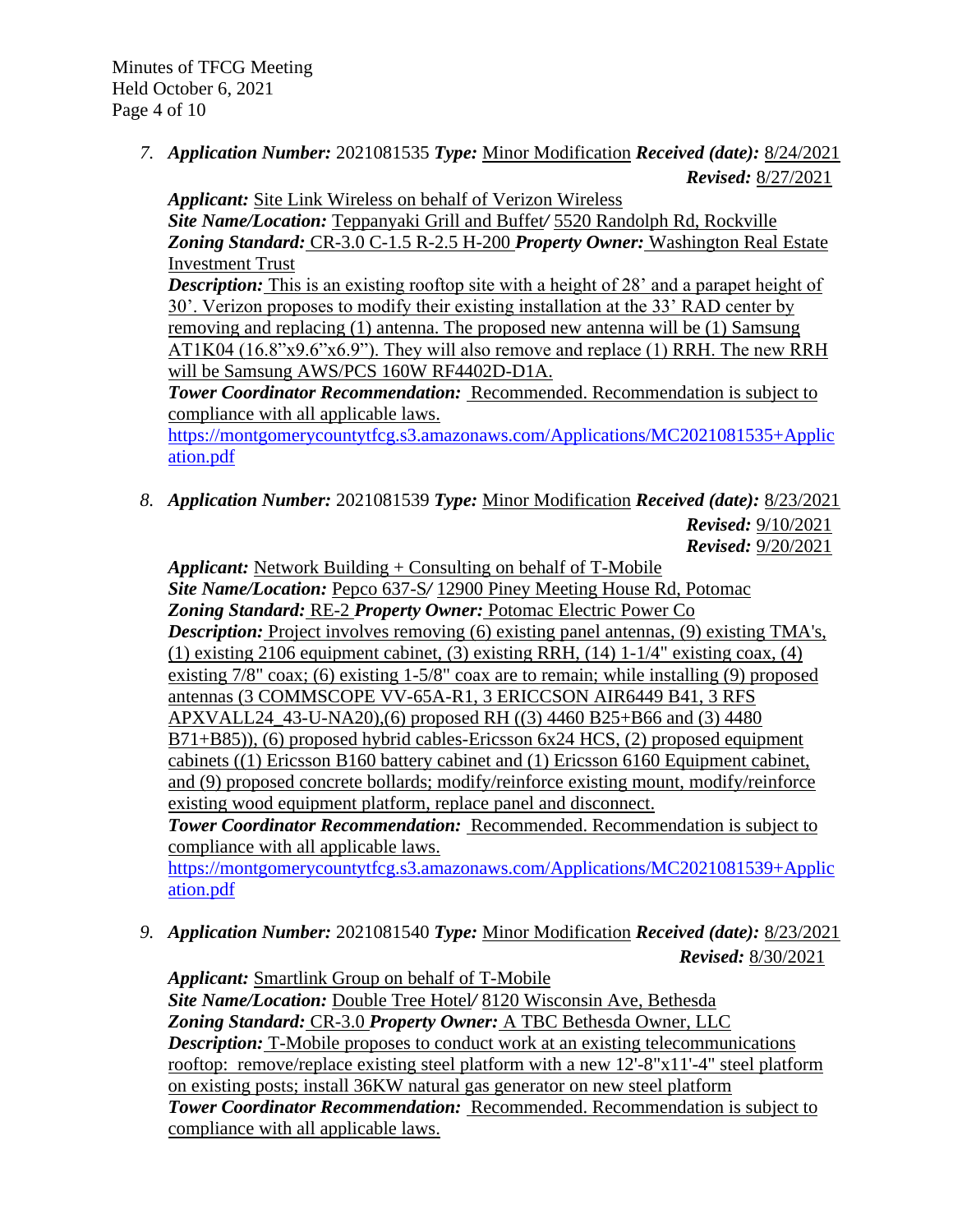7. ***Application Number:*** 2021081535 ***Type:*** Minor Modification ***Received (date):*** 8/24/2021
***Revised:*** 8/27/2021

***Applicant:*** Site Link Wireless on behalf of Verizon Wireless
***Site Name/Location:*** Teppanyaki Grill and Buffet/ 5520 Randolph Rd, Rockville
***Zoning Standard:*** CR-3.0 C-1.5 R-2.5 H-200 ***Property Owner:*** Washington Real Estate Investment Trust
***Description:*** This is an existing rooftop site with a height of 28' and a parapet height of 30'. Verizon proposes to modify their existing installation at the 33' RAD center by removing and replacing (1) antenna. The proposed new antenna will be (1) Samsung AT1K04 (16.8"x9.6"x6.9"). They will also remove and replace (1) RRH. The new RRH will be Samsung AWS/PCS 160W RF4402D-D1A.
***Tower Coordinator Recommendation:*** Recommended. Recommendation is subject to compliance with all applicable laws.
https://montgomerycountytfcg.s3.amazonaws.com/Applications/MC2021081535+Application.pdf

8. ***Application Number:*** 2021081539 ***Type:*** Minor Modification ***Received (date):*** 8/23/2021
***Revised:*** 9/10/2021
***Revised:*** 9/20/2021

***Applicant:*** Network Building + Consulting on behalf of T-Mobile
***Site Name/Location:*** Pepco 637-S/ 12900 Piney Meeting House Rd, Potomac
***Zoning Standard:*** RE-2 ***Property Owner:*** Potomac Electric Power Co
***Description:*** Project involves removing (6) existing panel antennas, (9) existing TMA's, (1) existing 2106 equipment cabinet, (3) existing RRH, (14) 1-1/4" existing coax, (4) existing 7/8" coax; (6) existing 1-5/8" coax are to remain; while installing (9) proposed antennas (3 COMMSCOPE VV-65A-R1, 3 ERICCSON AIR6449 B41, 3 RFS APXVALL24_43-U-NA20),(6) proposed RH ((3) 4460 B25+B66 and (3) 4480 B71+B85)), (6) proposed hybrid cables-Ericsson 6x24 HCS, (2) proposed equipment cabinets ((1) Ericsson B160 battery cabinet and (1) Ericsson 6160 Equipment cabinet, and (9) proposed concrete bollards; modify/reinforce existing mount, modify/reinforce existing wood equipment platform, replace panel and disconnect.
***Tower Coordinator Recommendation:*** Recommended. Recommendation is subject to compliance with all applicable laws.
https://montgomerycountytfcg.s3.amazonaws.com/Applications/MC2021081539+Application.pdf

9. ***Application Number:*** 2021081540 ***Type:*** Minor Modification ***Received (date):*** 8/23/2021
***Revised:*** 8/30/2021

***Applicant:*** Smartlink Group on behalf of T-Mobile
***Site Name/Location:*** Double Tree Hotel/ 8120 Wisconsin Ave, Bethesda
***Zoning Standard:*** CR-3.0 ***Property Owner:*** A TBC Bethesda Owner, LLC
***Description:*** T-Mobile proposes to conduct work at an existing telecommunications rooftop: remove/replace existing steel platform with a new 12'-8"x11'-4" steel platform on existing posts; install 36KW natural gas generator on new steel platform
***Tower Coordinator Recommendation:*** Recommended. Recommendation is subject to compliance with all applicable laws.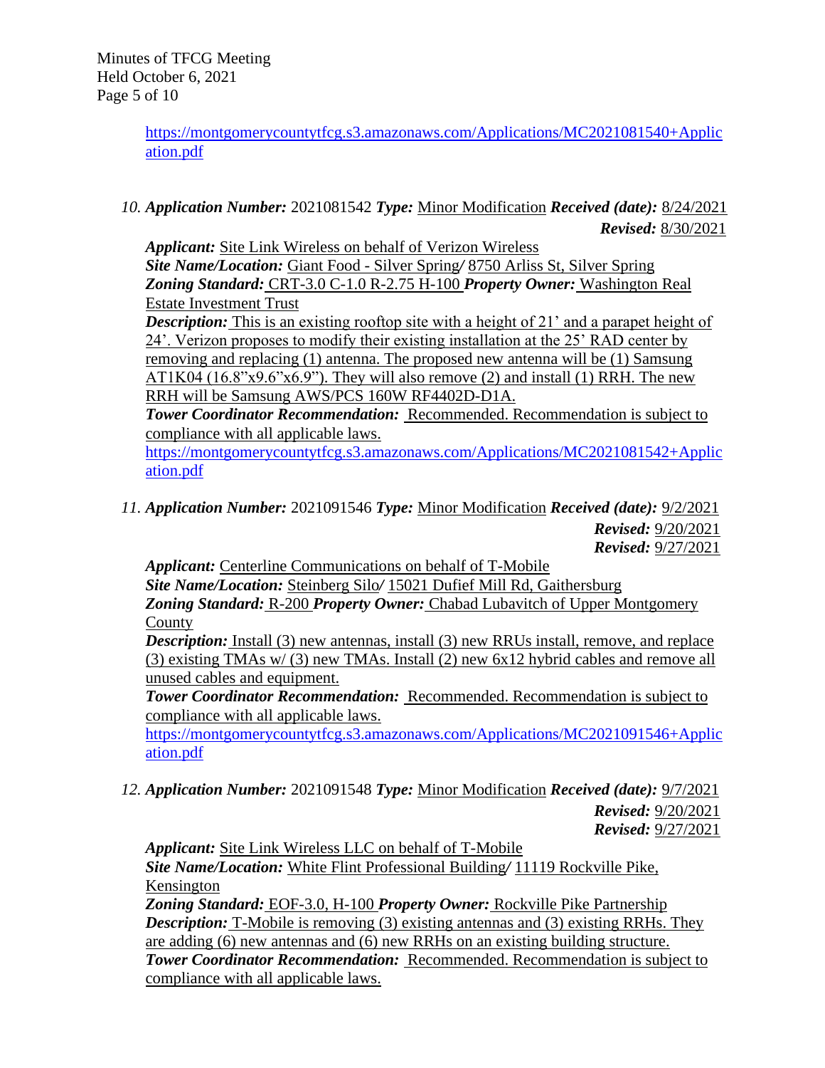https://montgomerycountytfcg.s3.amazonaws.com/Applications/MC2021081540+Application.pdf

10. ***Application Number:*** 2021081542 ***Type:*** Minor Modification ***Received (date):*** 8/24/2021
***Revised:*** 8/30/2021

***Applicant:*** Site Link Wireless on behalf of Verizon Wireless
***Site Name/Location:*** Giant Food - Silver Spring/ 8750 Arliss St, Silver Spring
***Zoning Standard:*** CRT-3.0 C-1.0 R-2.75 H-100 ***Property Owner:*** Washington Real Estate Investment Trust
***Description:*** This is an existing rooftop site with a height of 21' and a parapet height of 24'. Verizon proposes to modify their existing installation at the 25' RAD center by removing and replacing (1) antenna. The proposed new antenna will be (1) Samsung AT1K04 (16.8"x9.6"x6.9"). They will also remove (2) and install (1) RRH. The new RRH will be Samsung AWS/PCS 160W RF4402D-D1A.
***Tower Coordinator Recommendation:*** Recommended. Recommendation is subject to compliance with all applicable laws.
https://montgomerycountytfcg.s3.amazonaws.com/Applications/MC2021081542+Application.pdf

11. ***Application Number:*** 2021091546 ***Type:*** Minor Modification ***Received (date):*** 9/2/2021
***Revised:*** 9/20/2021
***Revised:*** 9/27/2021

***Applicant:*** Centerline Communications on behalf of T-Mobile
***Site Name/Location:*** Steinberg Silo/ 15021 Dufief Mill Rd, Gaithersburg
***Zoning Standard:*** R-200 ***Property Owner:*** Chabad Lubavitch of Upper Montgomery County
***Description:*** Install (3) new antennas, install (3) new RRUs install, remove, and replace (3) existing TMAs w/ (3) new TMAs. Install (2) new 6x12 hybrid cables and remove all unused cables and equipment.
***Tower Coordinator Recommendation:*** Recommended. Recommendation is subject to compliance with all applicable laws.
https://montgomerycountytfcg.s3.amazonaws.com/Applications/MC2021091546+Application.pdf

12. ***Application Number:*** 2021091548 ***Type:*** Minor Modification ***Received (date):*** 9/7/2021
***Revised:*** 9/20/2021
***Revised:*** 9/27/2021

***Applicant:*** Site Link Wireless LLC on behalf of T-Mobile
***Site Name/Location:*** White Flint Professional Building/ 11119 Rockville Pike, Kensington
***Zoning Standard:*** EOF-3.0, H-100 ***Property Owner:*** Rockville Pike Partnership
***Description:*** T-Mobile is removing (3) existing antennas and (3) existing RRHs. They are adding (6) new antennas and (6) new RRHs on an existing building structure.
***Tower Coordinator Recommendation:*** Recommended. Recommendation is subject to compliance with all applicable laws.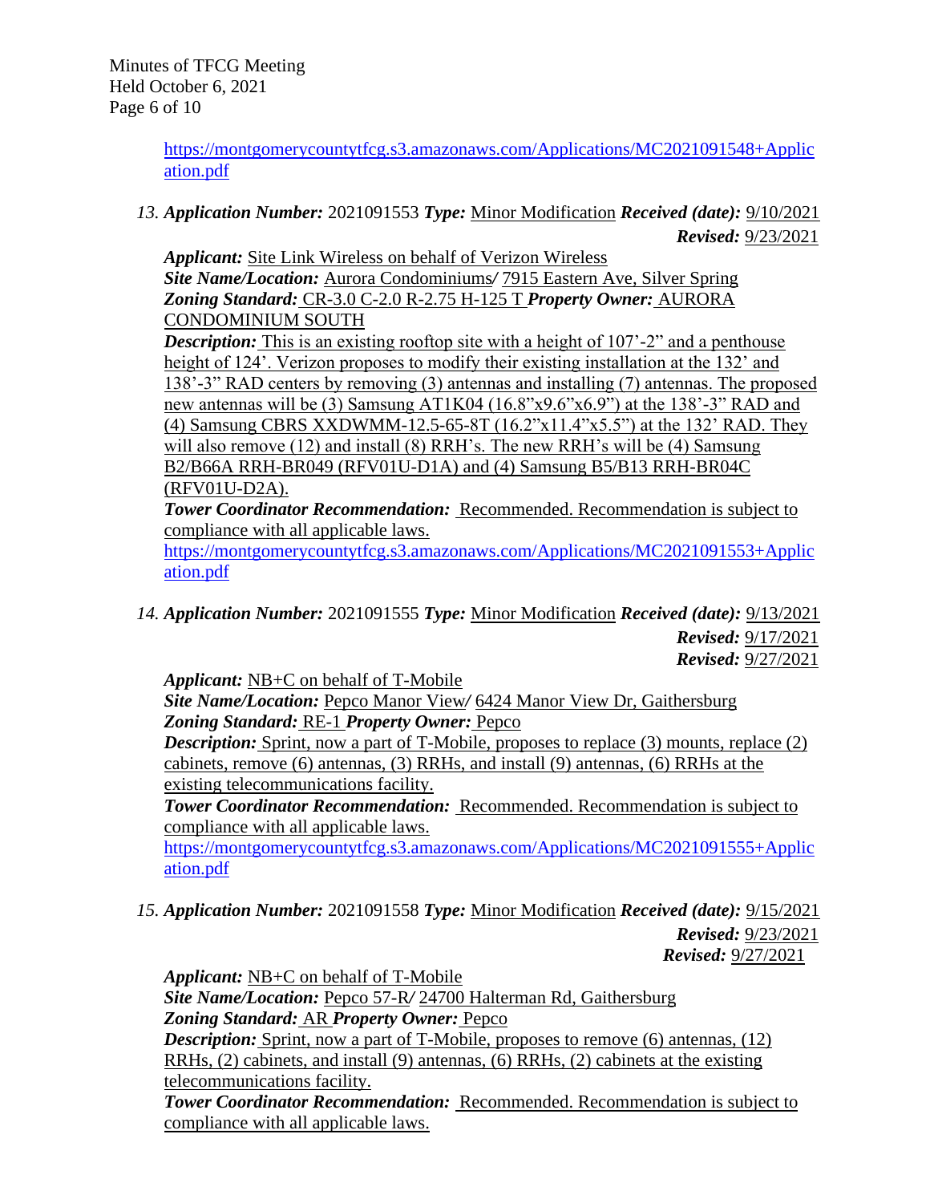https://montgomerycountytfcg.s3.amazonaws.com/Applications/MC2021091548+Application.pdf

13. ***Application Number:*** 2021091553 ***Type:*** Minor Modification ***Received (date):*** 9/10/2021
***Revised:*** 9/23/2021

***Applicant:*** Site Link Wireless on behalf of Verizon Wireless
***Site Name/Location:*** Aurora Condominiums/ 7915 Eastern Ave, Silver Spring
***Zoning Standard:*** CR-3.0 C-2.0 R-2.75 H-125 T ***Property Owner:*** AURORA CONDOMINIUM SOUTH
***Description:*** This is an existing rooftop site with a height of 107'-2" and a penthouse height of 124'. Verizon proposes to modify their existing installation at the 132' and 138'-3" RAD centers by removing (3) antennas and installing (7) antennas. The proposed new antennas will be (3) Samsung AT1K04 (16.8"x9.6"x6.9") at the 138'-3" RAD and (4) Samsung CBRS XXDWMM-12.5-65-8T (16.2"x11.4"x5.5") at the 132' RAD. They will also remove (12) and install (8) RRH's. The new RRH's will be (4) Samsung B2/B66A RRH-BR049 (RFV01U-D1A) and (4) Samsung B5/B13 RRH-BR04C (RFV01U-D2A).
***Tower Coordinator Recommendation:*** Recommended. Recommendation is subject to compliance with all applicable laws.
https://montgomerycountytfcg.s3.amazonaws.com/Applications/MC2021091553+Application.pdf

14. ***Application Number:*** 2021091555 ***Type:*** Minor Modification ***Received (date):*** 9/13/2021
***Revised:*** 9/17/2021
***Revised:*** 9/27/2021

***Applicant:*** NB+C on behalf of T-Mobile
***Site Name/Location:*** Pepco Manor View/ 6424 Manor View Dr, Gaithersburg
***Zoning Standard:*** RE-1 ***Property Owner:*** Pepco
***Description:*** Sprint, now a part of T-Mobile, proposes to replace (3) mounts, replace (2) cabinets, remove (6) antennas, (3) RRHs, and install (9) antennas, (6) RRHs at the existing telecommunications facility.
***Tower Coordinator Recommendation:*** Recommended. Recommendation is subject to compliance with all applicable laws.
https://montgomerycountytfcg.s3.amazonaws.com/Applications/MC2021091555+Application.pdf

15. ***Application Number:*** 2021091558 ***Type:*** Minor Modification ***Received (date):*** 9/15/2021
***Revised:*** 9/23/2021
***Revised:*** 9/27/2021

***Applicant:*** NB+C on behalf of T-Mobile
***Site Name/Location:*** Pepco 57-R/ 24700 Halterman Rd, Gaithersburg
***Zoning Standard:*** AR ***Property Owner:*** Pepco
***Description:*** Sprint, now a part of T-Mobile, proposes to remove (6) antennas, (12) RRHs, (2) cabinets, and install (9) antennas, (6) RRHs, (2) cabinets at the existing telecommunications facility.
***Tower Coordinator Recommendation:*** Recommended. Recommendation is subject to compliance with all applicable laws.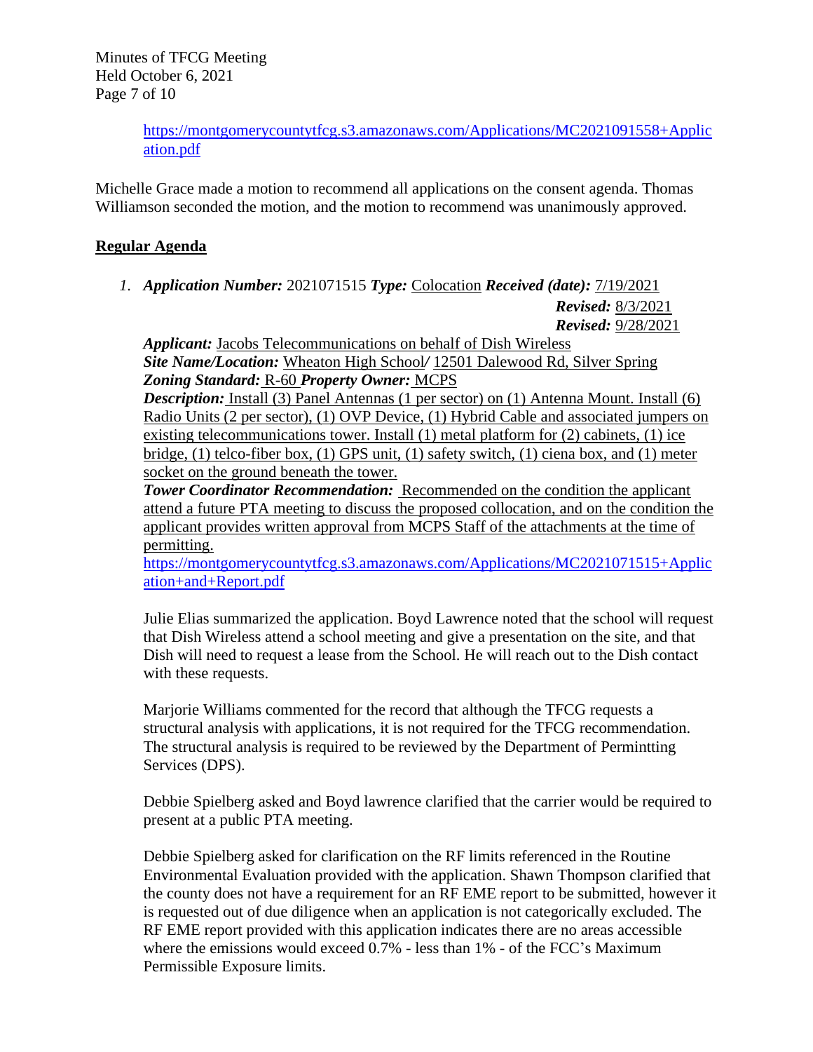https://montgomerycountytfcg.s3.amazonaws.com/Applications/MC2021091558+Application.pdf

Michelle Grace made a motion to recommend all applications on the consent agenda. Thomas Williamson seconded the motion, and the motion to recommend was unanimously approved.

## Regular Agenda

1. ***Application Number:*** 2021071515 ***Type:*** Colocation ***Received (date):*** 7/19/2021
   ***Revised:*** 8/3/2021
   ***Revised:*** 9/28/2021
   ***Applicant:*** Jacobs Telecommunications on behalf of Dish Wireless
   ***Site Name/Location:*** Wheaton High School/ 12501 Dalewood Rd, Silver Spring
   ***Zoning Standard:*** R-60 ***Property Owner:*** MCPS
   ***Description:*** Install (3) Panel Antennas (1 per sector) on (1) Antenna Mount. Install (6) Radio Units (2 per sector), (1) OVP Device, (1) Hybrid Cable and associated jumpers on existing telecommunications tower. Install (1) metal platform for (2) cabinets, (1) ice bridge, (1) telco-fiber box, (1) GPS unit, (1) safety switch, (1) ciena box, and (1) meter socket on the ground beneath the tower.
   ***Tower Coordinator Recommendation:*** Recommended on the condition the applicant attend a future PTA meeting to discuss the proposed collocation, and on the condition the applicant provides written approval from MCPS Staff of the attachments at the time of permitting.
   https://montgomerycountytfcg.s3.amazonaws.com/Applications/MC2021071515+Application+and+Report.pdf

   Julie Elias summarized the application. Boyd Lawrence noted that the school will request that Dish Wireless attend a school meeting and give a presentation on the site, and that Dish will need to request a lease from the School. He will reach out to the Dish contact with these requests.

   Marjorie Williams commented for the record that although the TFCG requests a structural analysis with applications, it is not required for the TFCG recommendation. The structural analysis is required to be reviewed by the Department of Permintting Services (DPS).

   Debbie Spielberg asked and Boyd lawrence clarified that the carrier would be required to present at a public PTA meeting.

   Debbie Spielberg asked for clarification on the RF limits referenced in the Routine Environmental Evaluation provided with the application. Shawn Thompson clarified that the county does not have a requirement for an RF EME report to be submitted, however it is requested out of due diligence when an application is not categorically excluded. The RF EME report provided with this application indicates there are no areas accessible where the emissions would exceed 0.7% - less than 1% - of the FCC's Maximum Permissible Exposure limits.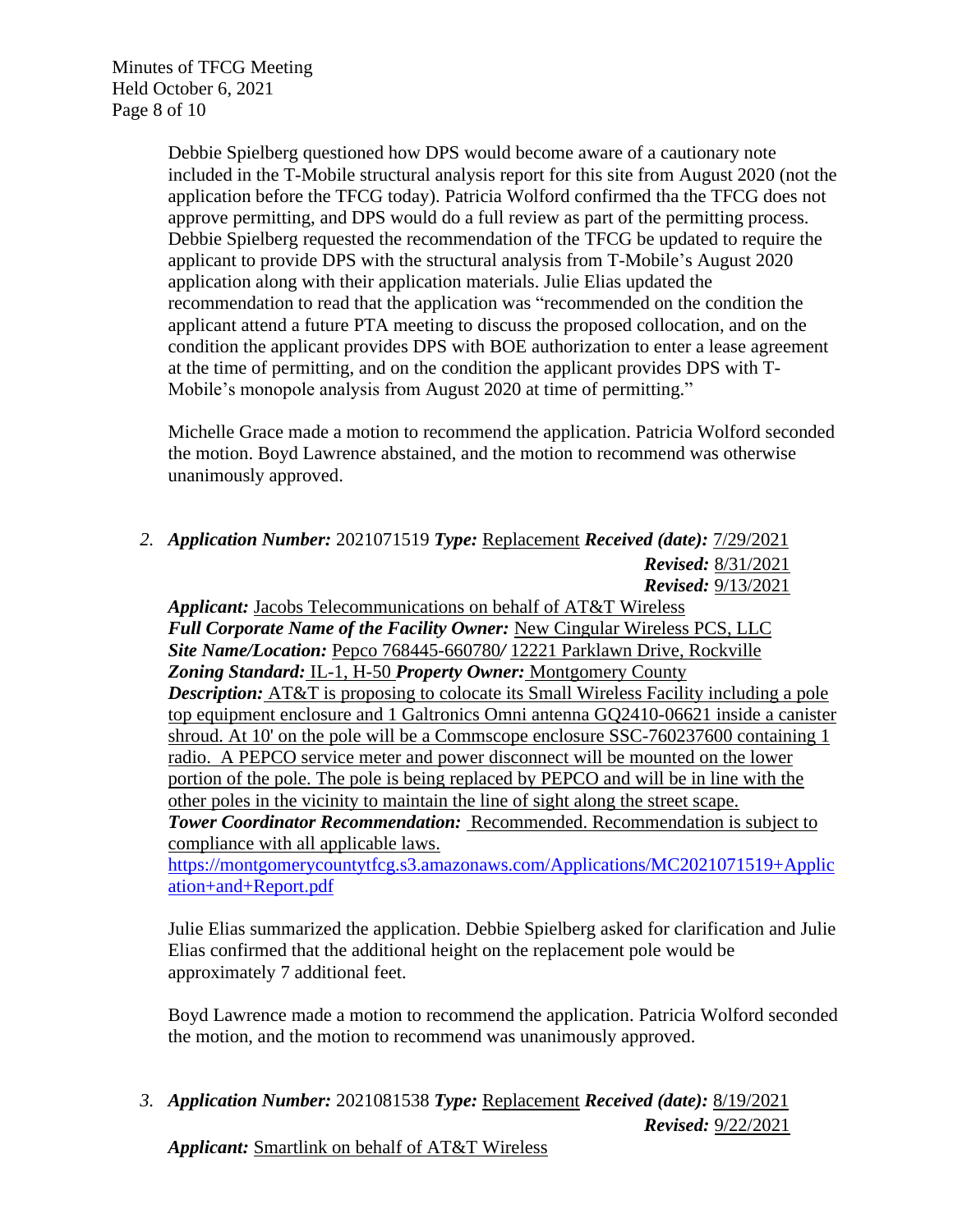Debbie Spielberg questioned how DPS would become aware of a cautionary note included in the T-Mobile structural analysis report for this site from August 2020 (not the application before the TFCG today). Patricia Wolford confirmed tha the TFCG does not approve permitting, and DPS would do a full review as part of the permitting process. Debbie Spielberg requested the recommendation of the TFCG be updated to require the applicant to provide DPS with the structural analysis from T-Mobile's August 2020 application along with their application materials. Julie Elias updated the recommendation to read that the application was "recommended on the condition the applicant attend a future PTA meeting to discuss the proposed collocation, and on the condition the applicant provides DPS with BOE authorization to enter a lease agreement at the time of permitting, and on the condition the applicant provides DPS with T-Mobile's monopole analysis from August 2020 at time of permitting."

Michelle Grace made a motion to recommend the application. Patricia Wolford seconded the motion. Boyd Lawrence abstained, and the motion to recommend was otherwise unanimously approved.

2. ***Application Number:*** 2021071519 ***Type:*** Replacement ***Received (date):*** 7/29/2021
   ***Revised:*** 8/31/2021
   ***Revised:*** 9/13/2021

   ***Applicant:*** Jacobs Telecommunications on behalf of AT&T Wireless
   ***Full Corporate Name of the Facility Owner:*** New Cingular Wireless PCS, LLC
   ***Site Name/Location:*** Pepco 768445-660780/ 12221 Parklawn Drive, Rockville
   ***Zoning Standard:*** IL-1, H-50 ***Property Owner:*** Montgomery County
   ***Description:*** AT&T is proposing to colocate its Small Wireless Facility including a pole top equipment enclosure and 1 Galtronics Omni antenna GQ2410-06621 inside a canister shroud. At 10' on the pole will be a Commscope enclosure SSC-760237600 containing 1 radio. A PEPCO service meter and power disconnect will be mounted on the lower portion of the pole. The pole is being replaced by PEPCO and will be in line with the other poles in the vicinity to maintain the line of sight along the street scape.
   ***Tower Coordinator Recommendation:*** Recommended. Recommendation is subject to compliance with all applicable laws.
   https://montgomerycountytfcg.s3.amazonaws.com/Applications/MC2021071519+Application+and+Report.pdf

   Julie Elias summarized the application. Debbie Spielberg asked for clarification and Julie Elias confirmed that the additional height on the replacement pole would be approximately 7 additional feet.

   Boyd Lawrence made a motion to recommend the application. Patricia Wolford seconded the motion, and the motion to recommend was unanimously approved.

3. ***Application Number:*** 2021081538 ***Type:*** Replacement ***Received (date):*** 8/19/2021
   ***Revised:*** 9/22/2021

   ***Applicant:*** Smartlink on behalf of AT&T Wireless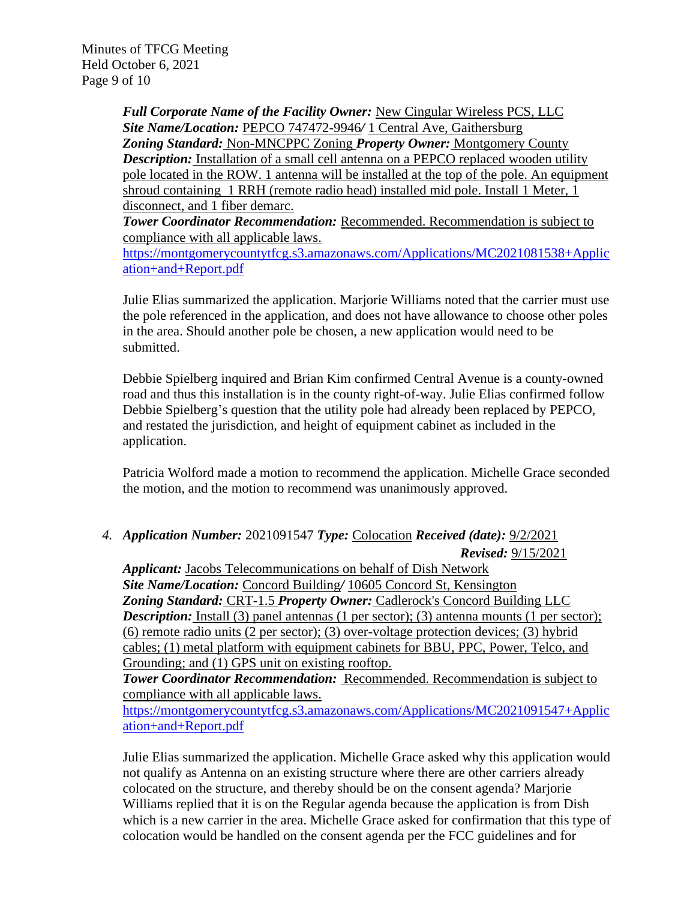***Full Corporate Name of the Facility Owner:*** New Cingular Wireless PCS, LLC
***Site Name/Location:*** PEPCO 747472-9946/ 1 Central Ave, Gaithersburg
***Zoning Standard:*** Non-MNCPPC Zoning ***Property Owner:*** Montgomery County
***Description:*** Installation of a small cell antenna on a PEPCO replaced wooden utility pole located in the ROW. 1 antenna will be installed at the top of the pole. An equipment shroud containing 1 RRH (remote radio head) installed mid pole. Install 1 Meter, 1 disconnect, and 1 fiber demarc.
***Tower Coordinator Recommendation:*** Recommended. Recommendation is subject to compliance with all applicable laws.
https://montgomerycountytfcg.s3.amazonaws.com/Applications/MC2021081538+Application+and+Report.pdf

Julie Elias summarized the application. Marjorie Williams noted that the carrier must use the pole referenced in the application, and does not have allowance to choose other poles in the area. Should another pole be chosen, a new application would need to be submitted.

Debbie Spielberg inquired and Brian Kim confirmed Central Avenue is a county-owned road and thus this installation is in the county right-of-way. Julie Elias confirmed follow Debbie Spielberg's question that the utility pole had already been replaced by PEPCO, and restated the jurisdiction, and height of equipment cabinet as included in the application.

Patricia Wolford made a motion to recommend the application. Michelle Grace seconded the motion, and the motion to recommend was unanimously approved.

4. ***Application Number:*** 2021091547 ***Type:*** Colocation ***Received (date):*** 9/2/2021
***Revised:*** 9/15/2021
***Applicant:*** Jacobs Telecommunications on behalf of Dish Network
***Site Name/Location:*** Concord Building/ 10605 Concord St, Kensington
***Zoning Standard:*** CRT-1.5 ***Property Owner:*** Cadlerock's Concord Building LLC
***Description:*** Install (3) panel antennas (1 per sector); (3) antenna mounts (1 per sector); (6) remote radio units (2 per sector); (3) over-voltage protection devices; (3) hybrid cables; (1) metal platform with equipment cabinets for BBU, PPC, Power, Telco, and Grounding; and (1) GPS unit on existing rooftop.
***Tower Coordinator Recommendation:*** Recommended. Recommendation is subject to compliance with all applicable laws.
https://montgomerycountytfcg.s3.amazonaws.com/Applications/MC2021091547+Application+and+Report.pdf

Julie Elias summarized the application. Michelle Grace asked why this application would not qualify as Antenna on an existing structure where there are other carriers already colocated on the structure, and thereby should be on the consent agenda? Marjorie Williams replied that it is on the Regular agenda because the application is from Dish which is a new carrier in the area. Michelle Grace asked for confirmation that this type of colocation would be handled on the consent agenda per the FCC guidelines and for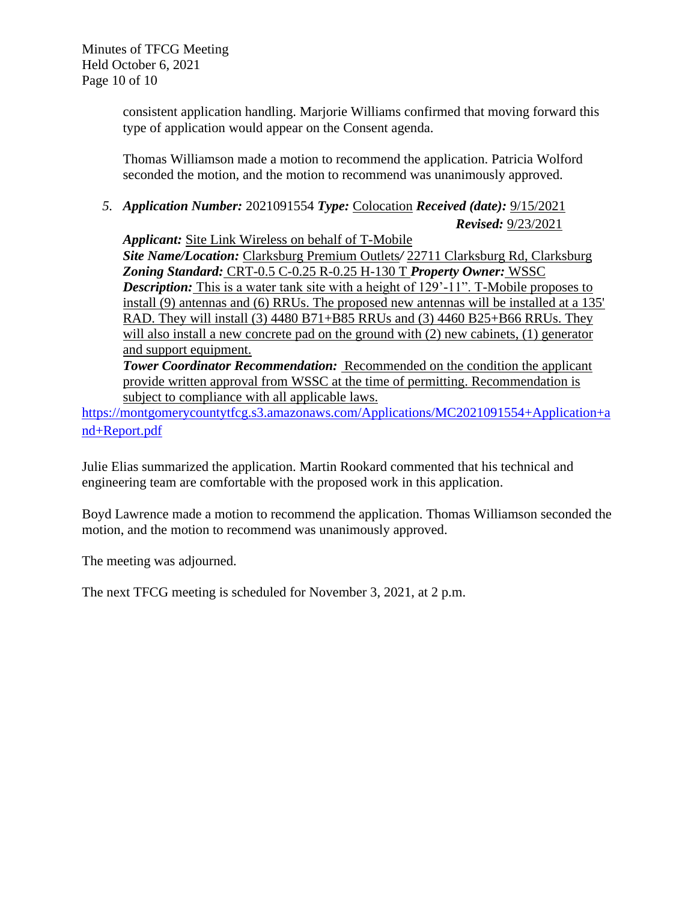consistent application handling. Marjorie Williams confirmed that moving forward this type of application would appear on the Consent agenda.

Thomas Williamson made a motion to recommend the application. Patricia Wolford seconded the motion, and the motion to recommend was unanimously approved.

5. ***Application Number:*** 2021091554 ***Type:*** Colocation ***Received (date):*** 9/15/2021 ***Revised:*** 9/23/2021
   ***Applicant:*** Site Link Wireless on behalf of T-Mobile
   ***Site Name/Location:*** Clarksburg Premium Outlets*/* 22711 Clarksburg Rd, Clarksburg
   ***Zoning Standard:*** CRT-0.5 C-0.25 R-0.25 H-130 T ***Property Owner:*** WSSC
   ***Description:*** This is a water tank site with a height of 129'-11". T-Mobile proposes to install (9) antennas and (6) RRUs. The proposed new antennas will be installed at a 135' RAD. They will install (3) 4480 B71+B85 RRUs and (3) 4460 B25+B66 RRUs. They will also install a new concrete pad on the ground with (2) new cabinets, (1) generator and support equipment.
   ***Tower Coordinator Recommendation:*** Recommended on the condition the applicant provide written approval from WSSC at the time of permitting. Recommendation is subject to compliance with all applicable laws.

https://montgomerycountytfcg.s3.amazonaws.com/Applications/MC2021091554+Application+and+Report.pdf

Julie Elias summarized the application. Martin Rookard commented that his technical and engineering team are comfortable with the proposed work in this application.

Boyd Lawrence made a motion to recommend the application. Thomas Williamson seconded the motion, and the motion to recommend was unanimously approved.

The meeting was adjourned.

The next TFCG meeting is scheduled for November 3, 2021, at 2 p.m.